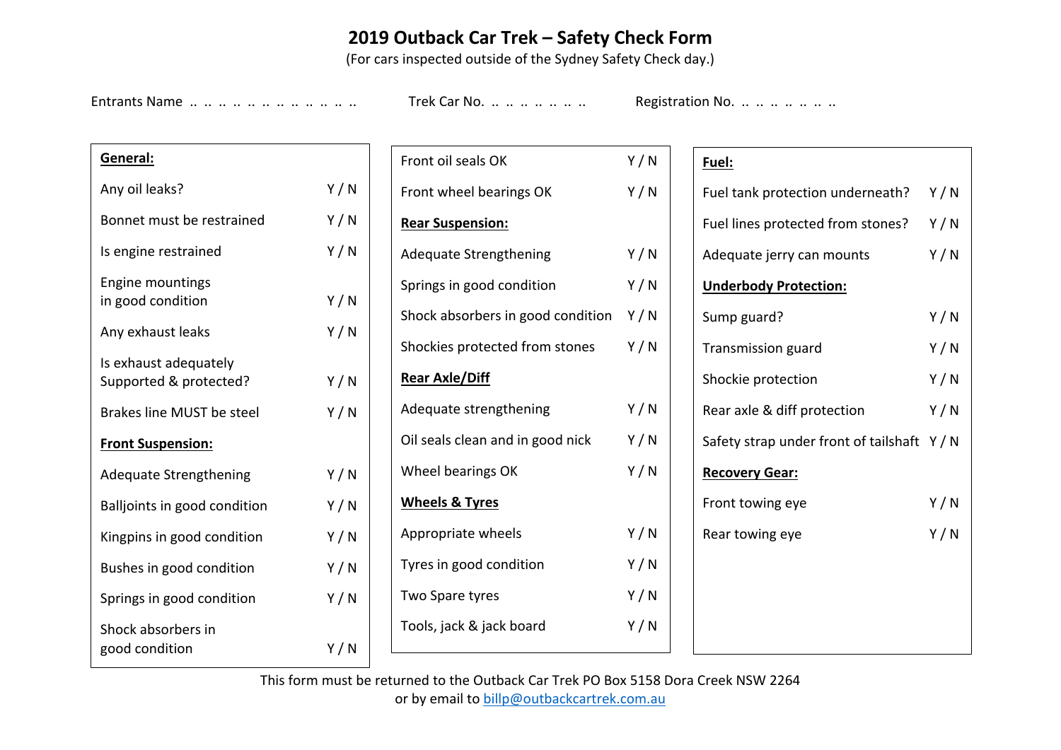# 2019 Outback Car Trek – Safety Check Form

(For cars inspected outside of the Sydney Safety Check day.)

Entrants Name .. .. .. .. .. .. .. .. .. .. .. .. Trek Car No. .. .. .. .. .. .. .. Registration No. .. .. .. .. .. .. ..

**General:**

| | |
|---|---|
| Any oil leaks? | Y / N |
| Bonnet must be restrained | Y / N |
| Is engine restrained | Y / N |
| Engine mountings in good condition | Y / N |
| Any exhaust leaks | Y / N |
| Is exhaust adequately Supported & protected? | Y / N |
| Brakes line MUST be steel | Y / N |

**Front Suspension:**

| | |
|---|---|
| Adequate Strengthening | Y / N |
| Balljoints in good condition | Y / N |
| Kingpins in good condition | Y / N |
| Bushes in good condition | Y / N |
| Springs in good condition | Y / N |
| Shock absorbers in good condition | Y / N |
| Front oil seals OK | Y / N |
| Front wheel bearings OK | Y / N |

**Rear Suspension:**

| | |
|---|---|
| Adequate Strengthening | Y / N |
| Springs in good condition | Y / N |
| Shock absorbers in good condition | Y / N |
| Shockies protected from stones | Y / N |

**Rear Axle/Diff**

| | |
|---|---|
| Adequate strengthening | Y / N |
| Oil seals clean and in good nick | Y / N |
| Wheel bearings OK | Y / N |

**Wheels & Tyres**

| | |
|---|---|
| Appropriate wheels | Y / N |
| Tyres in good condition | Y / N |
| Two Spare tyres | Y / N |
| Tools, jack & jack board | Y / N |

**Fuel:**

| | |
|---|---|
| Fuel tank protection underneath? | Y / N |
| Fuel lines protected from stones? | Y / N |
| Adequate jerry can mounts | Y / N |

**Underbody Protection:**

| | |
|---|---|
| Sump guard? | Y / N |
| Transmission guard | Y / N |
| Shockie protection | Y / N |
| Rear axle & diff protection | Y / N |
| Safety strap under front of tailshaft | Y / N |

**Recovery Gear:**

| | |
|---|---|
| Front towing eye | Y / N |
| Rear towing eye | Y / N |

This form must be returned to the Outback Car Trek PO Box 5158 Dora Creek NSW 2264 or by email to billp@outbackcartrek.com.au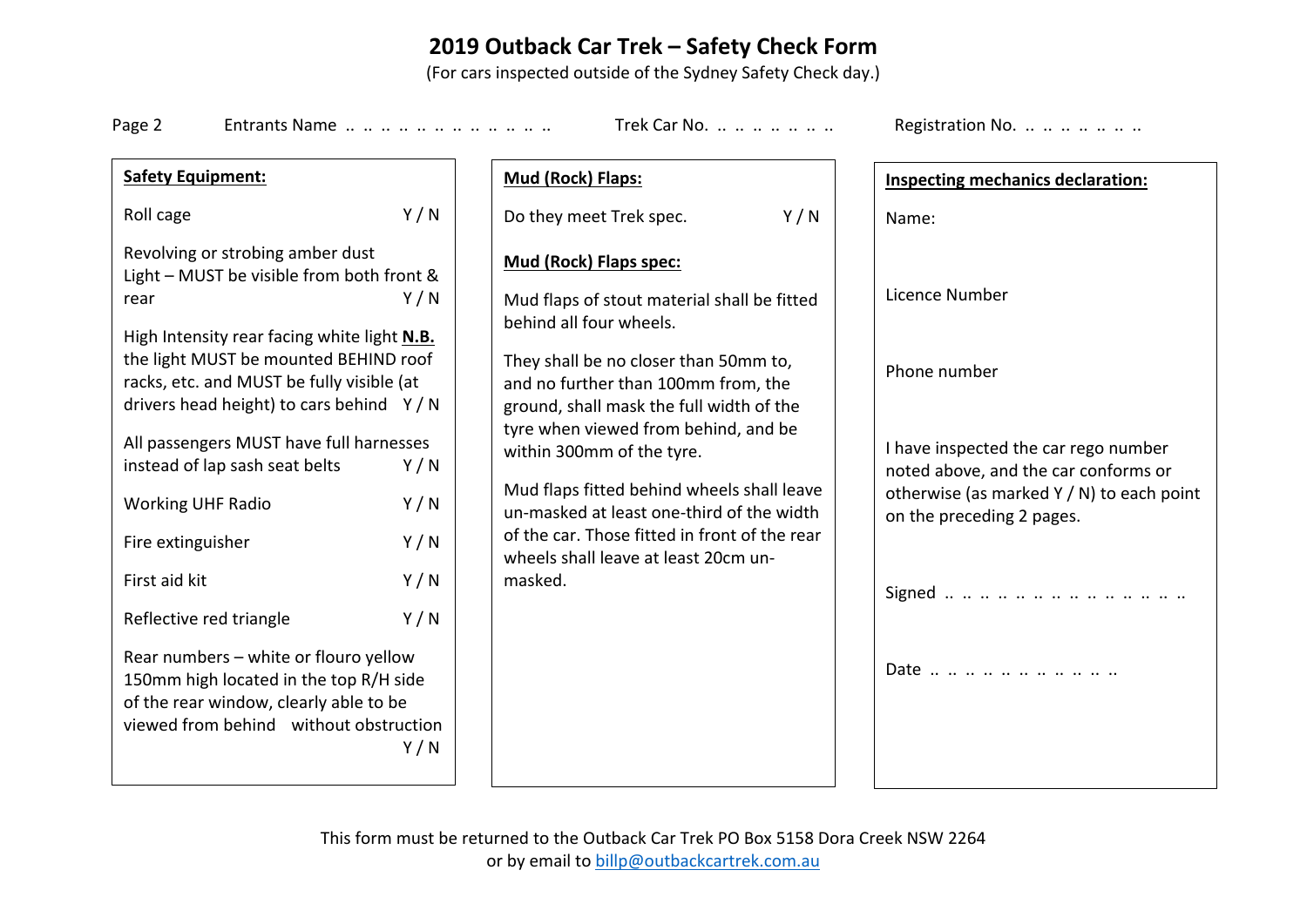# 2019 Outback Car Trek – Safety Check Form

(For cars inspected outside of the Sydney Safety Check day.)

Page 2 Entrants Name .. .. .. .. .. .. .. .. .. .. .. .. Trek Car No. .. .. .. .. .. .. .. Registration No. .. .. .. .. .. .. ..

**Safety Equipment:**

Roll cage Y / N

Revolving or strobing amber dust Light – MUST be visible from both front & rear Y / N

High Intensity rear facing white light **N.B.** the light MUST be mounted BEHIND roof racks, etc. and MUST be fully visible (at drivers head height) to cars behind Y / N

All passengers MUST have full harnesses instead of lap sash seat belts Y / N

Working UHF Radio Y / N

Fire extinguisher Y / N

First aid kit Y / N

Reflective red triangle Y / N

Rear numbers – white or flouro yellow 150mm high located in the top R/H side of the rear window, clearly able to be viewed from behind without obstruction Y / N

**Mud (Rock) Flaps:**

Do they meet Trek spec. Y / N

**Mud (Rock) Flaps spec:**

Mud flaps of stout material shall be fitted behind all four wheels.

They shall be no closer than 50mm to, and no further than 100mm from, the ground, shall mask the full width of the tyre when viewed from behind, and be within 300mm of the tyre.

Mud flaps fitted behind wheels shall leave un-masked at least one-third of the width of the car. Those fitted in front of the rear wheels shall leave at least 20cm un-masked.

**Inspecting mechanics declaration:**

Name:

Licence Number

Phone number

I have inspected the car rego number noted above, and the car conforms or otherwise (as marked Y / N) to each point on the preceding 2 pages.

Signed .. .. .. .. .. .. .. .. .. .. .. .. .. .. ..

Date .. .. .. .. .. .. .. .. .. .. .. ..

This form must be returned to the Outback Car Trek PO Box 5158 Dora Creek NSW 2264 or by email to billp@outbackcartrek.com.au